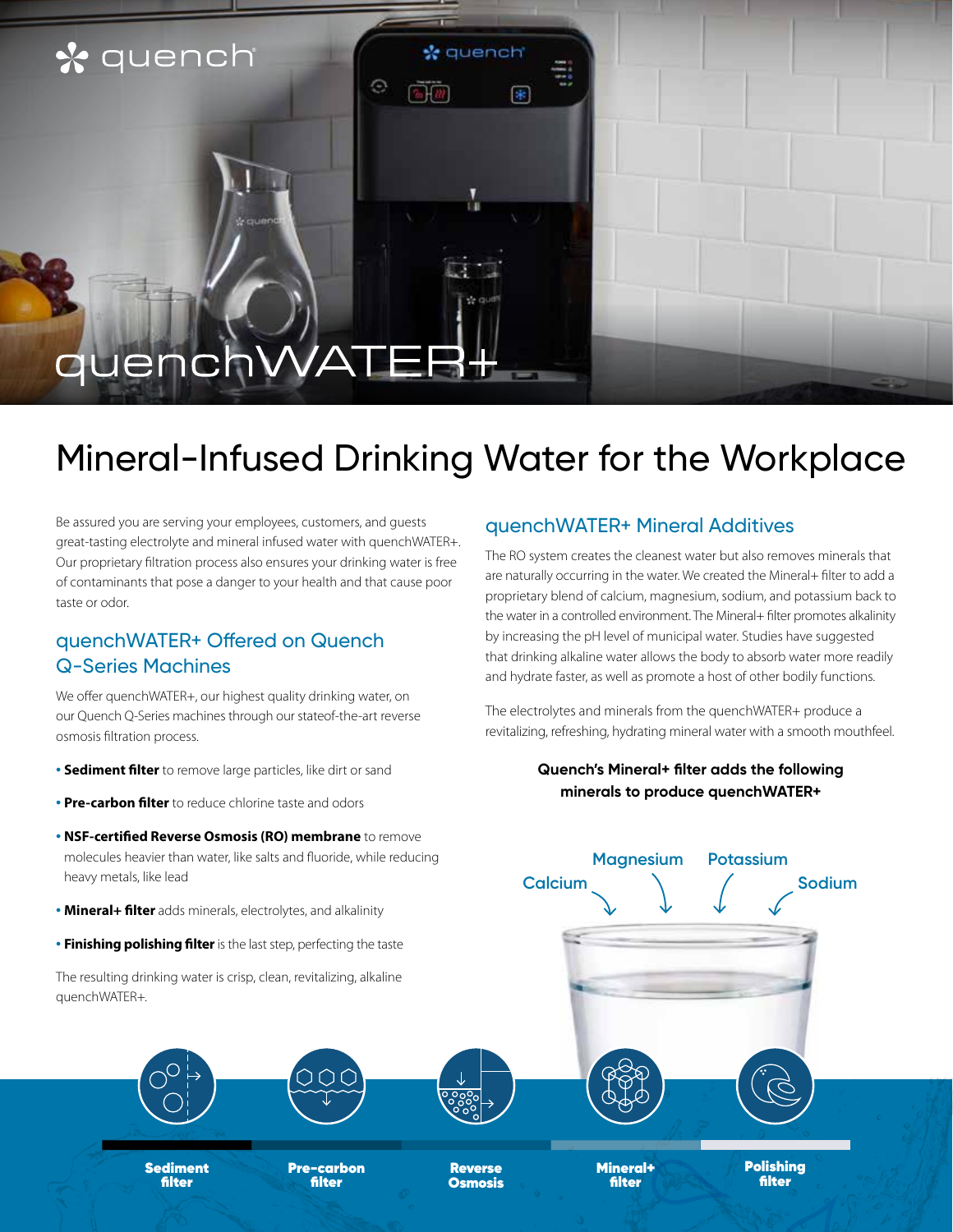# quenchWATER+

## Mineral-Infused Drinking Water for the Workplace

Be assured you are serving your employees, customers, and guests great-tasting electrolyte and mineral infused water with quenchWATER+. Our proprietary filtration process also ensures your drinking water is free of contaminants that pose a danger to your health and that cause poor taste or odor.

### quenchWATER+ Offered on Quench Q-Series Machines

We offer quenchWATER+, our highest quality drinking water, on our Quench Q-Series machines through our stateof-the-art reverse osmosis filtration process.

- **Sediment filter** to remove large particles, like dirt or sand
- **Pre-carbon filter** to reduce chlorine taste and odors
- **NSF-certified Reverse Osmosis (RO) membrane** to remove molecules heavier than water, like salts and fluoride, while reducing heavy metals, like lead
- **Mineral+ filter** adds minerals, electrolytes, and alkalinity
- **Finishing polishing filter** is the last step, perfecting the taste

The resulting drinking water is crisp, clean, revitalizing, alkaline quenchWATER+.

### quenchWATER+ Mineral Additives

The RO system creates the cleanest water but also removes minerals that are naturally occurring in the water. We created the Mineral+ filter to add a proprietary blend of calcium, magnesium, sodium, and potassium back to the water in a controlled environment. The Mineral+ filter promotes alkalinity by increasing the pH level of municipal water. Studies have suggested that drinking alkaline water allows the body to absorb water more readily and hydrate faster, as well as promote a host of other bodily functions.

The electrolytes and minerals from the quenchWATER+ produce a revitalizing, refreshing, hydrating mineral water with a smooth mouthfeel.

**Quench's Mineral+ filter adds the following minerals to produce quenchWATER+**

Calcium, Magnesium, Potassium, Sodium

Sediment filter → Pre-carbon filter → Reverse Osmosis → Mineral+ filter → Polishing filter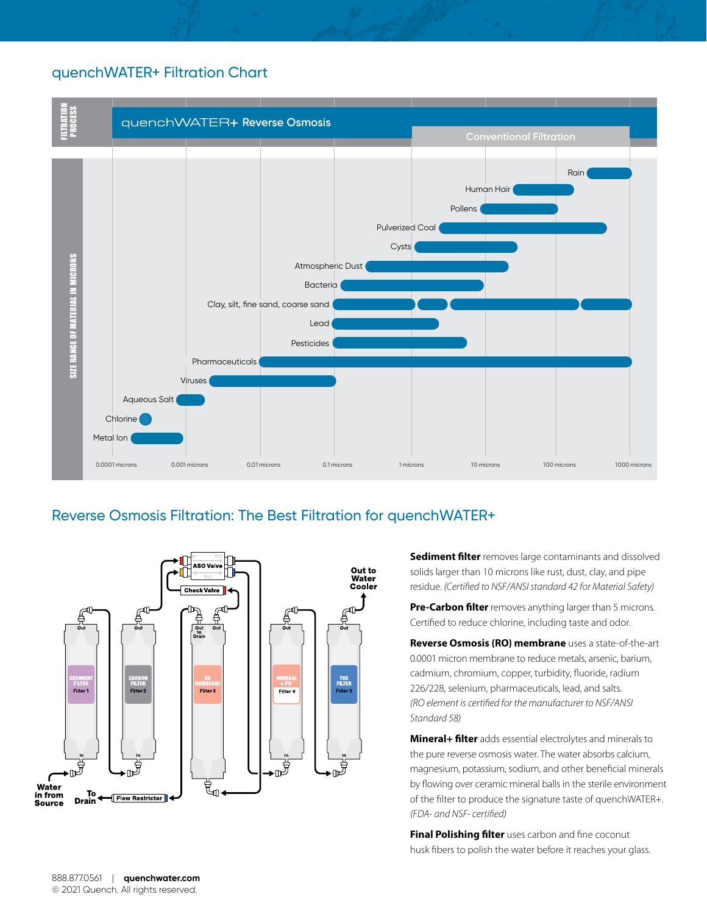## quenchWATER+ Filtration Chart

FILTRATION PROCESS

quenchWATER+ Reverse Osmosis

Conventional Filtration

SIZE RANGE OF MATERIAL IN MICRONS

Rain

Human Hair

Pollens

Pulverized Coal

Cysts

Atmospheric Dust

Bacteria

Clay, silt, fine sand, coarse sand

Lead

Pesticides

Pharmaceuticals

Viruses

Aqueous Salt

Chlorine

Metal Ion

0.0001 microns
0.001 microns
0.01 microns
0.1 microns
1 microns
10 microns
100 microns
1000 microns

## Reverse Osmosis Filtration: The Best Filtration for quenchWATER+

ASO Valve
In
Out
Check Valve
Out to Water Cooler
Out
Out
Out to Drain
Out
Out
Out
SEDIMENT FILTER Filter 1
CARBON FILTER Filter 2
RO MEMBRANE Filter 3
MINERAL + PH Filter 4
TOC FILTER Filter 5
In
In
In
In
Water in from Source
To Drain
Flow Restrictor

**Sediment filter** removes large contaminants and dissolved solids larger than 10 microns like rust, dust, clay, and pipe residue. *(Certified to NSF/ANSI standard 42 for Material Safety)*

**Pre-Carbon filter** removes anything larger than 5 microns. Certified to reduce chlorine, including taste and odor.

**Reverse Osmosis (RO) membrane** uses a state-of-the-art 0.0001 micron membrane to reduce metals, arsenic, barium, cadmium, chromium, copper, turbidity, fluoride, radium 226/228, selenium, pharmaceuticals, lead, and salts. *(RO element is certified for the manufacturer to NSF/ANSI Standard 58)*

**Mineral+ filter** adds essential electrolytes and minerals to the pure reverse osmosis water. The water absorbs calcium, magnesium, potassium, sodium, and other beneficial minerals by flowing over ceramic mineral balls in the sterile environment of the filter to produce the signature taste of quenchWATER+. *(FDA- and NSF- certified)*

**Final Polishing filter** uses carbon and fine coconut husk fibers to polish the water before it reaches your glass.

888.877.0561 | **quenchwater.com**
© 2021 Quench. All rights reserved.